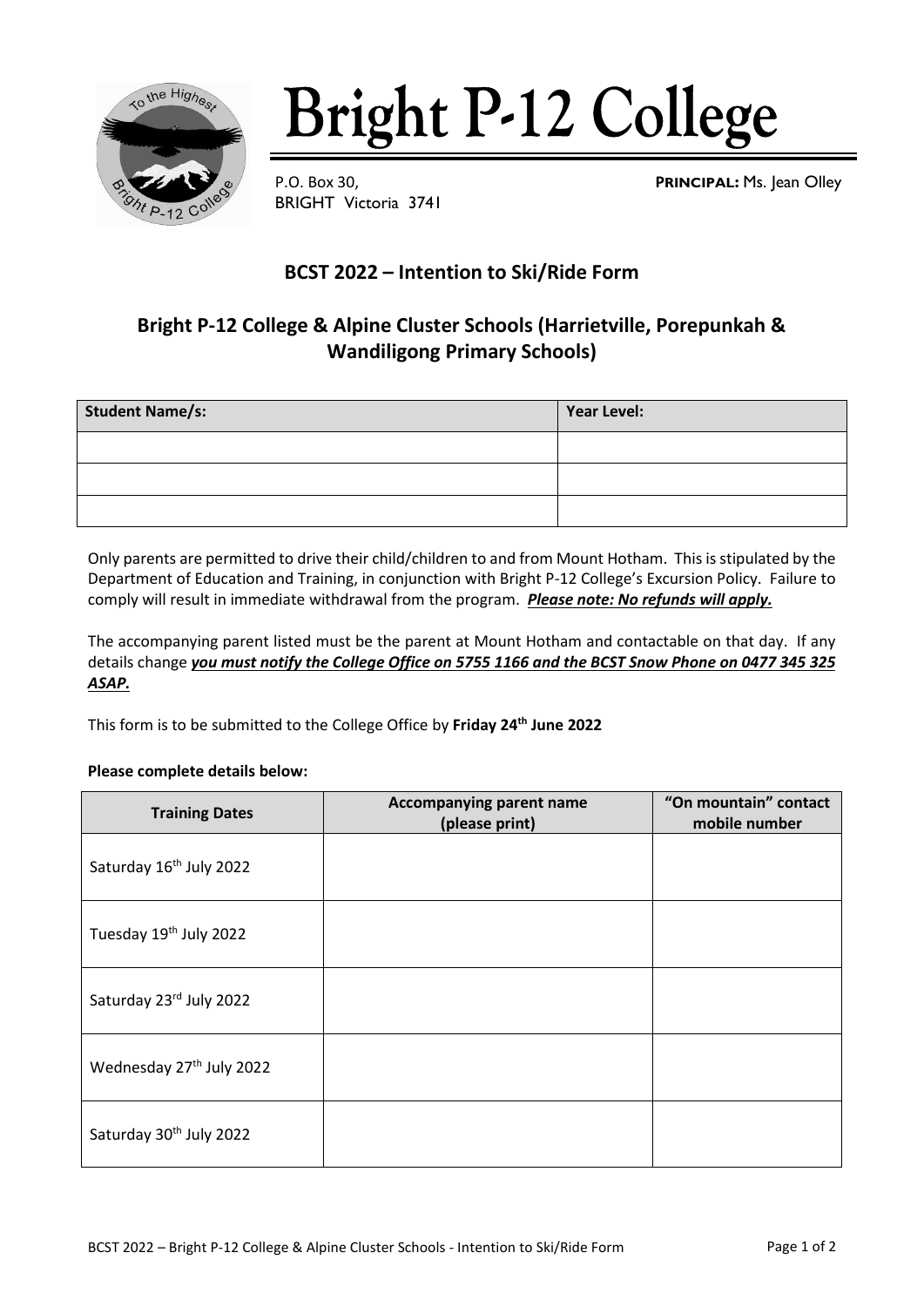# Bright P-12 College

P.O. Box 30,
BRIGHT Victoria 3741

**PRINCIPAL:** Ms. Jean Olley

## BCST 2022 – Intention to Ski/Ride Form

## Bright P-12 College & Alpine Cluster Schools (Harrietville, Porepunkah & Wandiligong Primary Schools)

| Student Name/s: | Year Level: |
| --- | --- |
| | |
| | |
| | |

Only parents are permitted to drive their child/children to and from Mount Hotham. This is stipulated by the Department of Education and Training, in conjunction with Bright P-12 College's Excursion Policy. Failure to comply will result in immediate withdrawal from the program. ***Please note: No refunds will apply.***

The accompanying parent listed must be the parent at Mount Hotham and contactable on that day. If any details change ***you must notify the College Office on 5755 1166 and the BCST Snow Phone on 0477 345 325 ASAP.***

This form is to be submitted to the College Office by **Friday 24th June 2022**

**Please complete details below:**

| Training Dates | Accompanying parent name (please print) | "On mountain" contact mobile number |
| --- | --- | --- |
| Saturday 16th July 2022 | | |
| Tuesday 19th July 2022 | | |
| Saturday 23rd July 2022 | | |
| Wednesday 27th July 2022 | | |
| Saturday 30th July 2022 | | |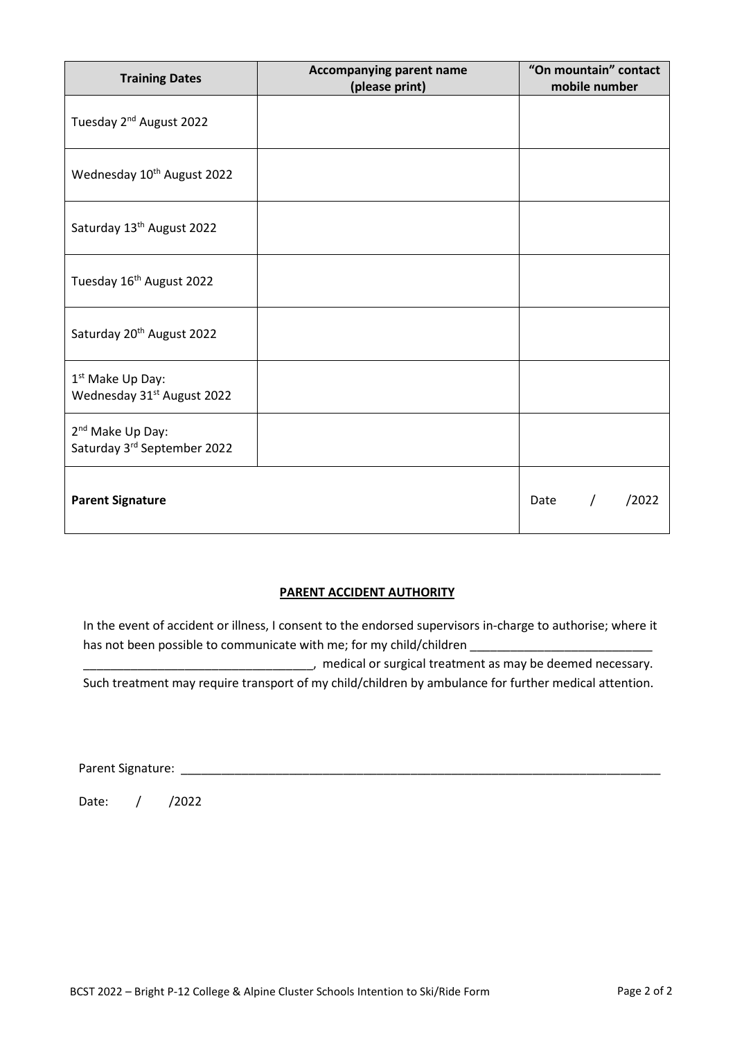| Training Dates | Accompanying parent name (please print) | "On mountain" contact mobile number |
|---|---|---|
| Tuesday 2nd August 2022 | | |
| Wednesday 10th August 2022 | | |
| Saturday 13th August 2022 | | |
| Tuesday 16th August 2022 | | |
| Saturday 20th August 2022 | | |
| 1st Make Up Day: Wednesday 31st August 2022 | | |
| 2nd Make Up Day: Saturday 3rd September 2022 | | |
| **Parent Signature** | | Date / /2022 |

## PARENT ACCIDENT AUTHORITY

In the event of accident or illness, I consent to the endorsed supervisors in-charge to authorise; where it has not been possible to communicate with me; for my child/children ___________________________ _________________________________, medical or surgical treatment as may be deemed necessary. Such treatment may require transport of my child/children by ambulance for further medical attention.

Parent Signature: ___________________________________________________________________________

Date: / /2022